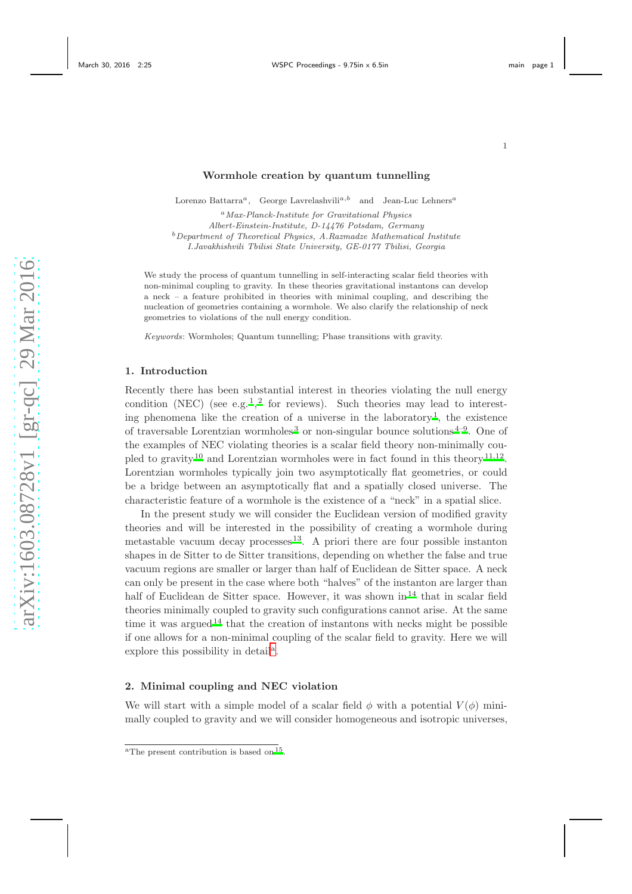# Wormhole creation by quantum tunnelling

Lorenzo Battarra[a], George Lavrelashvili[a,b] and Jean-Luc Lehners[a]

[a] *Max-Planck-Institute for Gravitational Physics*
*Albert-Einstein-Institute, D-14476 Potsdam, Germany*
[b] *Department of Theoretical Physics, A.Razmadze Mathematical Institute*
*I.Javakhishvili Tbilisi State University, GE-0177 Tbilisi, Georgia*

We study the process of quantum tunnelling in self-interacting scalar field theories with non-minimal coupling to gravity. In these theories gravitational instantons can develop a neck – a feature prohibited in theories with minimal coupling, and describing the nucleation of geometries containing a wormhole. We also clarify the relationship of neck geometries to violations of the null energy condition.

*Keywords*: Wormholes; Quantum tunnelling; Phase transitions with gravity.

## 1. Introduction

Recently there has been substantial interest in theories violating the null energy condition (NEC) (see e.g.[1],[2] for reviews). Such theories may lead to interesting phenomena like the creation of a universe in the laboratory[1], the existence of traversable Lorentzian wormholes[3] or non-singular bounce solutions[4–9]. One of the examples of NEC violating theories is a scalar field theory non-minimally coupled to gravity[10] and Lorentzian wormholes were in fact found in this theory[11,12]. Lorentzian wormholes typically join two asymptotically flat geometries, or could be a bridge between an asymptotically flat and a spatially closed universe. The characteristic feature of a wormhole is the existence of a "neck" in a spatial slice.

In the present study we will consider the Euclidean version of modified gravity theories and will be interested in the possibility of creating a wormhole during metastable vacuum decay processes[13]. A priori there are four possible instanton shapes in de Sitter to de Sitter transitions, depending on whether the false and true vacuum regions are smaller or larger than half of Euclidean de Sitter space. A neck can only be present in the case where both "halves" of the instanton are larger than half of Euclidean de Sitter space. However, it was shown in[14] that in scalar field theories minimally coupled to gravity such configurations cannot arise. At the same time it was argued[14] that the creation of instantons with necks might be possible if one allows for a non-minimal coupling of the scalar field to gravity. Here we will explore this possibility in detail[a].

## 2. Minimal coupling and NEC violation

We will start with a simple model of a scalar field $\phi$ with a potential $V(\phi)$ minimally coupled to gravity and we will consider homogeneous and isotropic universes,

[a] The present contribution is based on[15].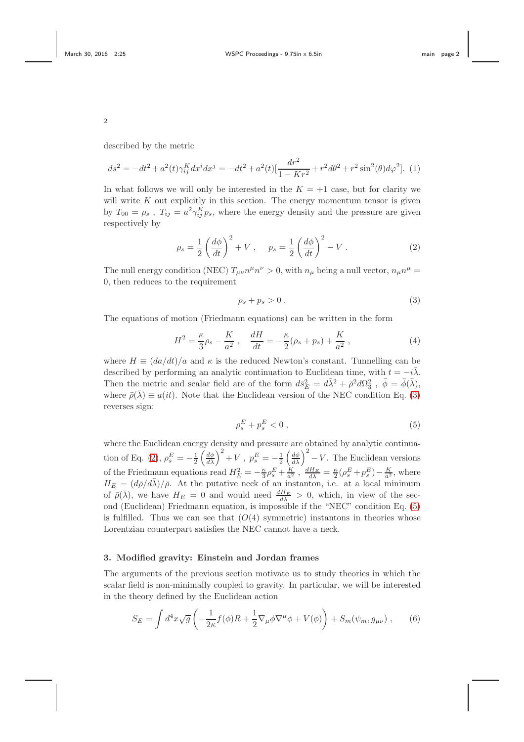described by the metric

$$ds^2 = -dt^2 + a^2(t)\gamma_{ij}^K dx^i dx^j = -dt^2 + a^2(t)[\frac{dr^2}{1-Kr^2} + r^2 d\theta^2 + r^2 \sin^2(\theta) d\varphi^2]. \quad (1)$$

In what follows we will only be interested in the $K = +1$ case, but for clarity we will write $K$ out explicitly in this section. The energy momentum tensor is given by $T_{00} = \rho_s$ , $T_{ij} = a^2 \gamma_{ij}^K p_s$, where the energy density and the pressure are given respectively by

$$\rho_s = \frac{1}{2}\left(\frac{d\phi}{dt}\right)^2 + V \;, \quad p_s = \frac{1}{2}\left(\frac{d\phi}{dt}\right)^2 - V \;. \quad (2)$$

The null energy condition (NEC) $T_{\mu\nu}n^\mu n^\nu > 0$, with $n_\mu$ being a null vector, $n_\mu n^\mu = 0$, then reduces to the requirement

$$\rho_s + p_s > 0 \;. \quad (3)$$

The equations of motion (Friedmann equations) can be written in the form

$$H^2 = \frac{\kappa}{3}\rho_s - \frac{K}{a^2} \;, \quad \frac{dH}{dt} = -\frac{\kappa}{2}(\rho_s + p_s) + \frac{K}{a^2} \;, \quad (4)$$

where $H \equiv (da/dt)/a$ and $\kappa$ is the reduced Newton's constant. Tunnelling can be described by performing an analytic continuation to Euclidean time, with $t = -i\bar{\lambda}$. Then the metric and scalar field are of the form $d\bar{s}_E^2 = d\bar{\lambda}^2 + \bar{\rho}^2 d\Omega_3^2$ , $\bar{\phi} = \bar{\phi}(\bar{\lambda})$, where $\bar{\rho}(\bar{\lambda}) \equiv a(it)$. Note that the Euclidean version of the NEC condition Eq. (3) reverses sign:

$$\rho_s^E + p_s^E < 0 \;, \quad (5)$$

where the Euclidean energy density and pressure are obtained by analytic continuation of Eq. (2), $\rho_s^E = -\frac{1}{2}\left(\frac{d\phi}{d\lambda}\right)^2 + V$ , $p_s^E = -\frac{1}{2}\left(\frac{d\phi}{d\lambda}\right)^2 - V$. The Euclidean versions of the Friedmann equations read $H_E^2 = -\frac{\kappa}{3}\rho_s^E + \frac{K}{a^2}$ , $\frac{dH_E}{d\lambda} = \frac{\kappa}{2}(\rho_s^E + p_s^E) - \frac{K}{a^2}$, where $H_E = (d\bar{\rho}/d\bar{\lambda})/\bar{\rho}$. At the putative neck of an instanton, i.e. at a local minimum of $\bar{\rho}(\bar{\lambda})$, we have $H_E = 0$ and would need $\frac{dH_E}{d\lambda} > 0$, which, in view of the second (Euclidean) Friedmann equation, is impossible if the "NEC" condition Eq. (5) is fulfilled. Thus we can see that ($O(4)$ symmetric) instantons in theories whose Lorentzian counterpart satisfies the NEC cannot have a neck.

## 3. Modified gravity: Einstein and Jordan frames

The arguments of the previous section motivate us to study theories in which the scalar field is non-minimally coupled to gravity. In particular, we will be interested in the theory defined by the Euclidean action

$$S_E = \int d^4x \sqrt{g}\left(-\frac{1}{2\kappa}f(\phi)R + \frac{1}{2}\nabla_\mu\phi\nabla^\mu\phi + V(\phi)\right) + S_m(\psi_m, g_{\mu\nu}) \;, \quad (6)$$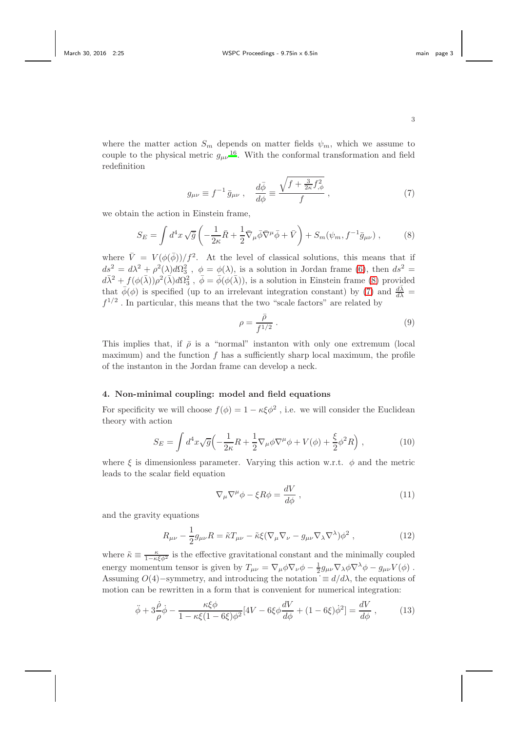where the matter action $S_m$ depends on matter fields $\psi_m$, which we assume to couple to the physical metric $g_{\mu\nu}$[16]. With the conformal transformation and field redefinition

$$g_{\mu\nu} \equiv f^{-1}\,\bar{g}_{\mu\nu}\ , \quad \frac{d\bar{\phi}}{d\phi} \equiv \frac{\sqrt{f + \frac{3}{2\kappa}f_{,\phi}^2}}{f}\ , \tag{7}$$

we obtain the action in Einstein frame,

$$S_E = \int d^4x\,\sqrt{\bar{g}}\left(-\frac{1}{2\kappa}\bar{R} + \frac{1}{2}\bar{\nabla}_\mu\bar{\phi}\bar{\nabla}^\mu\bar{\phi} + \bar{V}\right) + S_m(\psi_m, f^{-1}\bar{g}_{\mu\nu})\ , \tag{8}$$

where $\bar{V} = V(\phi(\bar{\phi}))/f^2$. At the level of classical solutions, this means that if $ds^2 = d\lambda^2 + \rho^2(\lambda)d\Omega_3^2\ ,\ \phi = \phi(\lambda)$, is a solution in Jordan frame (6), then $ds^2 = d\bar{\lambda}^2 + f(\phi(\bar{\lambda}))\rho^2(\bar{\lambda})d\Omega_3^2\ ,\ \bar{\phi} = \bar{\phi}(\phi(\bar{\lambda}))$, is a solution in Einstein frame (8) provided that $\bar{\phi}(\phi)$ is specified (up to an irrelevant integration constant) by (7) and $\frac{d\bar{\lambda}}{d\lambda} = f^{1/2}$ . In particular, this means that the two "scale factors" are related by

$$\rho = \frac{\bar{\rho}}{f^{1/2}}\ . \tag{9}$$

This implies that, if $\bar{\rho}$ is a "normal" instanton with only one extremum (local maximum) and the function $f$ has a sufficiently sharp local maximum, the profile of the instanton in the Jordan frame can develop a neck.

## 4. Non-minimal coupling: model and field equations

For specificity we will choose $f(\phi) = 1 - \kappa\xi\phi^2$ , i.e. we will consider the Euclidean theory with action

$$S_E = \int d^4x\sqrt{g}\Big(-\frac{1}{2\kappa}R + \frac{1}{2}\nabla_\mu\phi\nabla^\mu\phi + V(\phi) + \frac{\xi}{2}\phi^2 R\Big)\ , \tag{10}$$

where $\xi$ is dimensionless parameter. Varying this action w.r.t. $\phi$ and the metric leads to the scalar field equation

$$\nabla_\mu\nabla^\mu\phi - \xi R\phi = \frac{dV}{d\phi}\ , \tag{11}$$

and the gravity equations

$$R_{\mu\nu} - \frac{1}{2}g_{\mu\nu}R = \tilde{\kappa}T_{\mu\nu} - \tilde{\kappa}\xi(\nabla_\mu\nabla_\nu - g_{\mu\nu}\nabla_\lambda\nabla^\lambda)\phi^2\ , \tag{12}$$

where $\tilde{\kappa} \equiv \frac{\kappa}{1-\kappa\xi\phi^2}$ is the effective gravitational constant and the minimally coupled energy momentum tensor is given by $T_{\mu\nu} = \nabla_\mu\phi\nabla_\nu\phi - \frac{1}{2}g_{\mu\nu}\nabla_\lambda\phi\nabla^\lambda\phi - g_{\mu\nu}V(\phi)$ . Assuming $O(4)-$symmetry, and introducing the notation $\dot{} \equiv d/d\lambda$, the equations of motion can be rewritten in a form that is convenient for numerical integration:

$$\ddot{\phi} + 3\frac{\dot{\rho}}{\rho}\dot{\phi} - \frac{\kappa\xi\phi}{1-\kappa\xi(1-6\xi)\phi^2}[4V - 6\xi\phi\frac{dV}{d\phi} + (1-6\xi)\dot{\phi}^2] = \frac{dV}{d\phi}\ , \tag{13}$$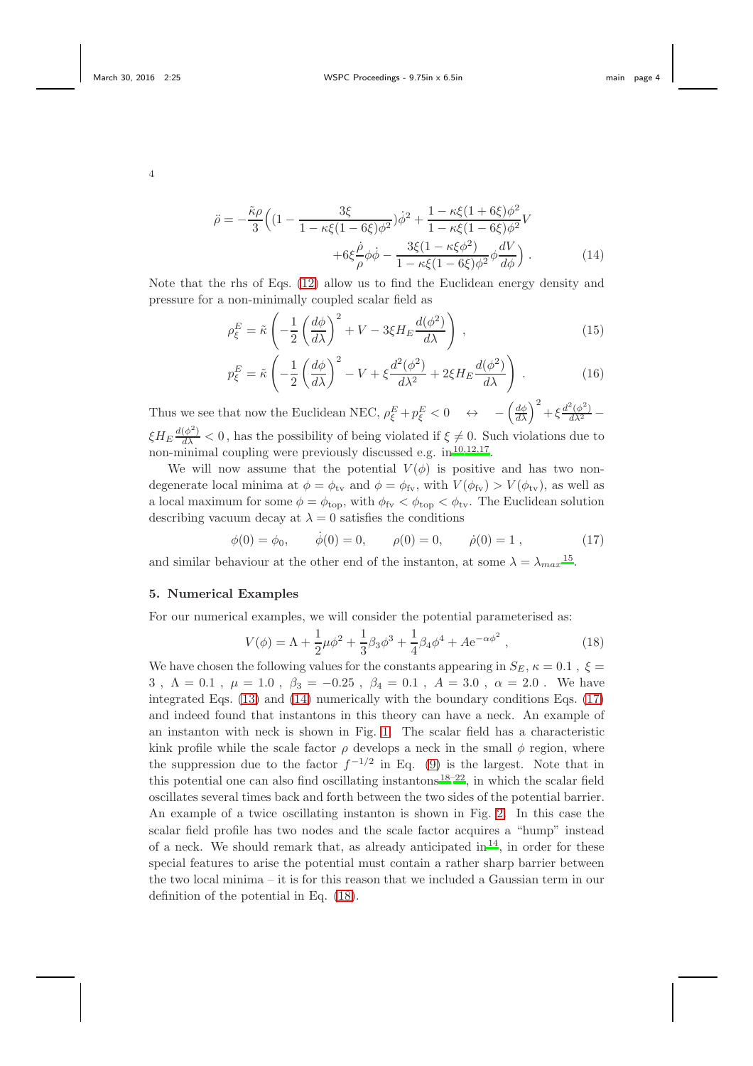$$\ddot{\rho} = -\frac{\tilde{\kappa}\rho}{3}\Big((1 - \frac{3\xi}{1-\kappa\xi(1-6\xi)\phi^2})\dot{\phi}^2 + \frac{1-\kappa\xi(1+6\xi)\phi^2}{1-\kappa\xi(1-6\xi)\phi^2}V$$
$$+6\xi\frac{\dot{\rho}}{\rho}\phi\dot{\phi} - \frac{3\xi(1-\kappa\xi\phi^2)}{1-\kappa\xi(1-6\xi)\phi^2}\phi\frac{dV}{d\phi}\Big) \ . \tag{14}$$

Note that the rhs of Eqs. (12) allow us to find the Euclidean energy density and pressure for a non-minimally coupled scalar field as

$$\rho_\xi^E = \tilde{\kappa}\left(-\frac{1}{2}\left(\frac{d\phi}{d\lambda}\right)^2 + V - 3\xi H_E\frac{d(\phi^2)}{d\lambda}\right) \ , \tag{15}$$

$$p_\xi^E = \tilde{\kappa}\left(-\frac{1}{2}\left(\frac{d\phi}{d\lambda}\right)^2 - V + \xi\frac{d^2(\phi^2)}{d\lambda^2} + 2\xi H_E\frac{d(\phi^2)}{d\lambda}\right) \ . \tag{16}$$

Thus we see that now the Euclidean NEC, $\rho_\xi^E + p_\xi^E < 0 \quad \leftrightarrow \quad -\left(\frac{d\phi}{d\lambda}\right)^2 + \xi\frac{d^2(\phi^2)}{d\lambda^2} - \xi H_E\frac{d(\phi^2)}{d\lambda} < 0$ , has the possibility of being violated if $\xi \neq 0$. Such violations due to non-minimal coupling were previously discussed e.g. in[10,12,17].

We will now assume that the potential $V(\phi)$ is positive and has two non-degenerate local minima at $\phi = \phi_{\rm tv}$ and $\phi = \phi_{\rm fv}$, with $V(\phi_{\rm fv}) > V(\phi_{\rm tv})$, as well as a local maximum for some $\phi = \phi_{\rm top}$, with $\phi_{\rm fv} < \phi_{\rm top} < \phi_{\rm tv}$. The Euclidean solution describing vacuum decay at $\lambda = 0$ satisfies the conditions

$$\phi(0) = \phi_0, \qquad \dot{\phi}(0) = 0, \qquad \rho(0) = 0, \qquad \dot{\rho}(0) = 1 \ , \tag{17}$$

and similar behaviour at the other end of the instanton, at some $\lambda = \lambda_{max}$[15].

## 5. Numerical Examples

For our numerical examples, we will consider the potential parameterised as:

$$V(\phi) = \Lambda + \frac{1}{2}\mu\phi^2 + \frac{1}{3}\beta_3\phi^3 + \frac{1}{4}\beta_4\phi^4 + A\mathrm{e}^{-\alpha\phi^2} \ , \tag{18}$$

We have chosen the following values for the constants appearing in $S_E$, $\kappa = 0.1$ , $\xi = 3$ , $\Lambda = 0.1$ , $\mu = 1.0$ , $\beta_3 = -0.25$ , $\beta_4 = 0.1$ , $A = 3.0$ , $\alpha = 2.0$ . We have integrated Eqs. (13) and (14) numerically with the boundary conditions Eqs. (17) and indeed found that instantons in this theory can have a neck. An example of an instanton with neck is shown in Fig. 1. The scalar field has a characteristic kink profile while the scale factor $\rho$ develops a neck in the small $\phi$ region, where the suppression due to the factor $f^{-1/2}$ in Eq. (9) is the largest. Note that in this potential one can also find oscillating instantons[18–22], in which the scalar field oscillates several times back and forth between the two sides of the potential barrier. An example of a twice oscillating instanton is shown in Fig. 2. In this case the scalar field profile has two nodes and the scale factor acquires a "hump" instead of a neck. We should remark that, as already anticipated in[14], in order for these special features to arise the potential must contain a rather sharp barrier between the two local minima – it is for this reason that we included a Gaussian term in our definition of the potential in Eq. (18).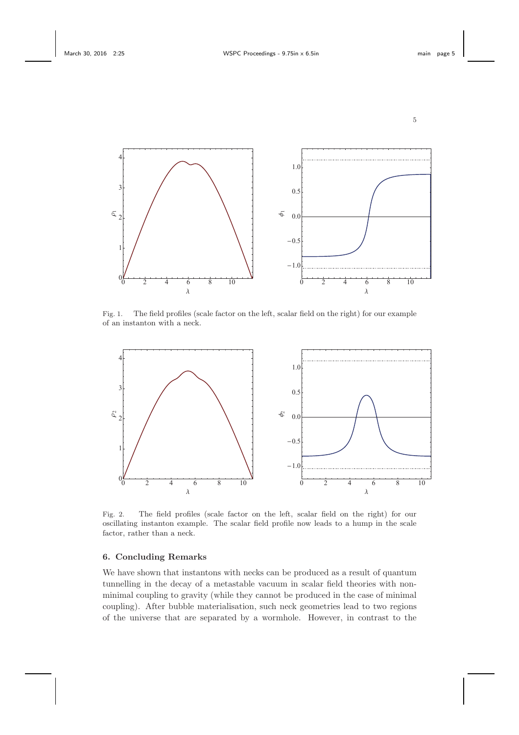Fig. 1. The field profiles (scale factor on the left, scalar field on the right) for our example of an instanton with a neck.

Fig. 2. The field profiles (scale factor on the left, scalar field on the right) for our oscillating instanton example. The scalar field profile now leads to a hump in the scale factor, rather than a neck.

## 6. Concluding Remarks

We have shown that instantons with necks can be produced as a result of quantum tunnelling in the decay of a metastable vacuum in scalar field theories with non-minimal coupling to gravity (while they cannot be produced in the case of minimal coupling). After bubble materialisation, such neck geometries lead to two regions of the universe that are separated by a wormhole. However, in contrast to the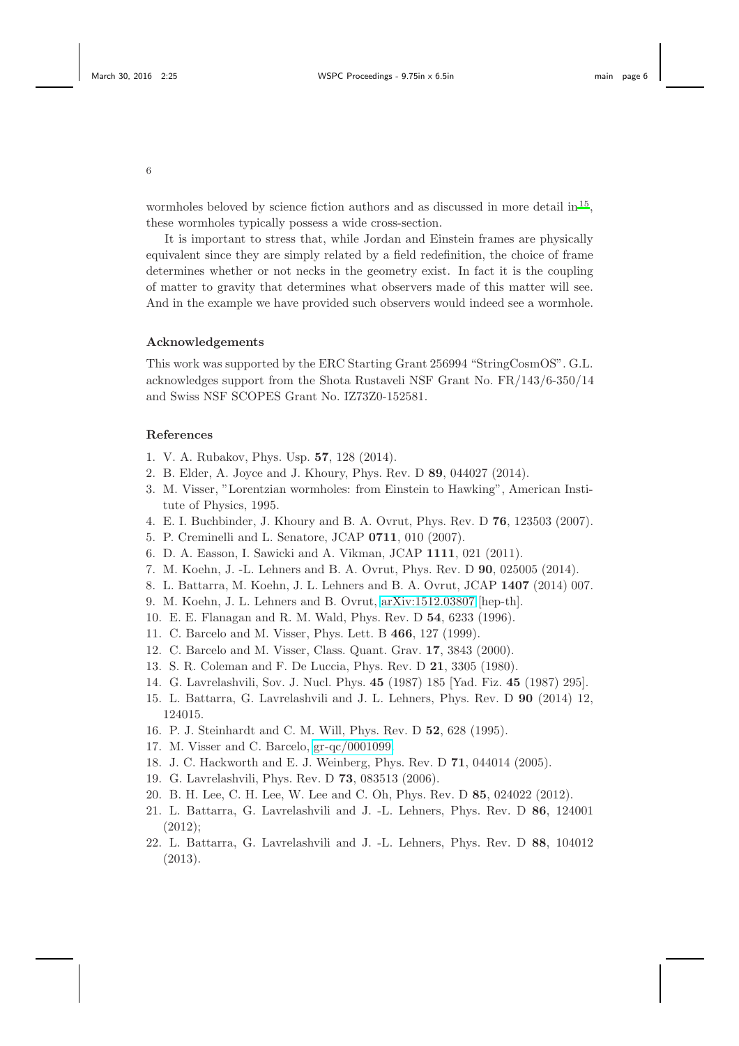wormholes beloved by science fiction authors and as discussed in more detail in[15], these wormholes typically possess a wide cross-section.

It is important to stress that, while Jordan and Einstein frames are physically equivalent since they are simply related by a field redefinition, the choice of frame determines whether or not necks in the geometry exist. In fact it is the coupling of matter to gravity that determines what observers made of this matter will see. And in the example we have provided such observers would indeed see a wormhole.

## Acknowledgements

This work was supported by the ERC Starting Grant 256994 "StringCosmOS". G.L. acknowledges support from the Shota Rustaveli NSF Grant No. FR/143/6-350/14 and Swiss NSF SCOPES Grant No. IZ73Z0-152581.

## References

1. V. A. Rubakov, Phys. Usp. **57**, 128 (2014).
2. B. Elder, A. Joyce and J. Khoury, Phys. Rev. D **89**, 044027 (2014).
3. M. Visser, "Lorentzian wormholes: from Einstein to Hawking", American Institute of Physics, 1995.
4. E. I. Buchbinder, J. Khoury and B. A. Ovrut, Phys. Rev. D **76**, 123503 (2007).
5. P. Creminelli and L. Senatore, JCAP **0711**, 010 (2007).
6. D. A. Easson, I. Sawicki and A. Vikman, JCAP **1111**, 021 (2011).
7. M. Koehn, J. -L. Lehners and B. A. Ovrut, Phys. Rev. D **90**, 025005 (2014).
8. L. Battarra, M. Koehn, J. L. Lehners and B. A. Ovrut, JCAP **1407** (2014) 007.
9. M. Koehn, J. L. Lehners and B. Ovrut, arXiv:1512.03807 [hep-th].
10. E. E. Flanagan and R. M. Wald, Phys. Rev. D **54**, 6233 (1996).
11. C. Barcelo and M. Visser, Phys. Lett. B **466**, 127 (1999).
12. C. Barcelo and M. Visser, Class. Quant. Grav. **17**, 3843 (2000).
13. S. R. Coleman and F. De Luccia, Phys. Rev. D **21**, 3305 (1980).
14. G. Lavrelashvili, Sov. J. Nucl. Phys. **45** (1987) 185 [Yad. Fiz. **45** (1987) 295].
15. L. Battarra, G. Lavrelashvili and J. L. Lehners, Phys. Rev. D **90** (2014) 12, 124015.
16. P. J. Steinhardt and C. M. Will, Phys. Rev. D **52**, 628 (1995).
17. M. Visser and C. Barcelo, gr-qc/0001099.
18. J. C. Hackworth and E. J. Weinberg, Phys. Rev. D **71**, 044014 (2005).
19. G. Lavrelashvili, Phys. Rev. D **73**, 083513 (2006).
20. B. H. Lee, C. H. Lee, W. Lee and C. Oh, Phys. Rev. D **85**, 024022 (2012).
21. L. Battarra, G. Lavrelashvili and J. -L. Lehners, Phys. Rev. D **86**, 124001 (2012);
22. L. Battarra, G. Lavrelashvili and J. -L. Lehners, Phys. Rev. D **88**, 104012 (2013).